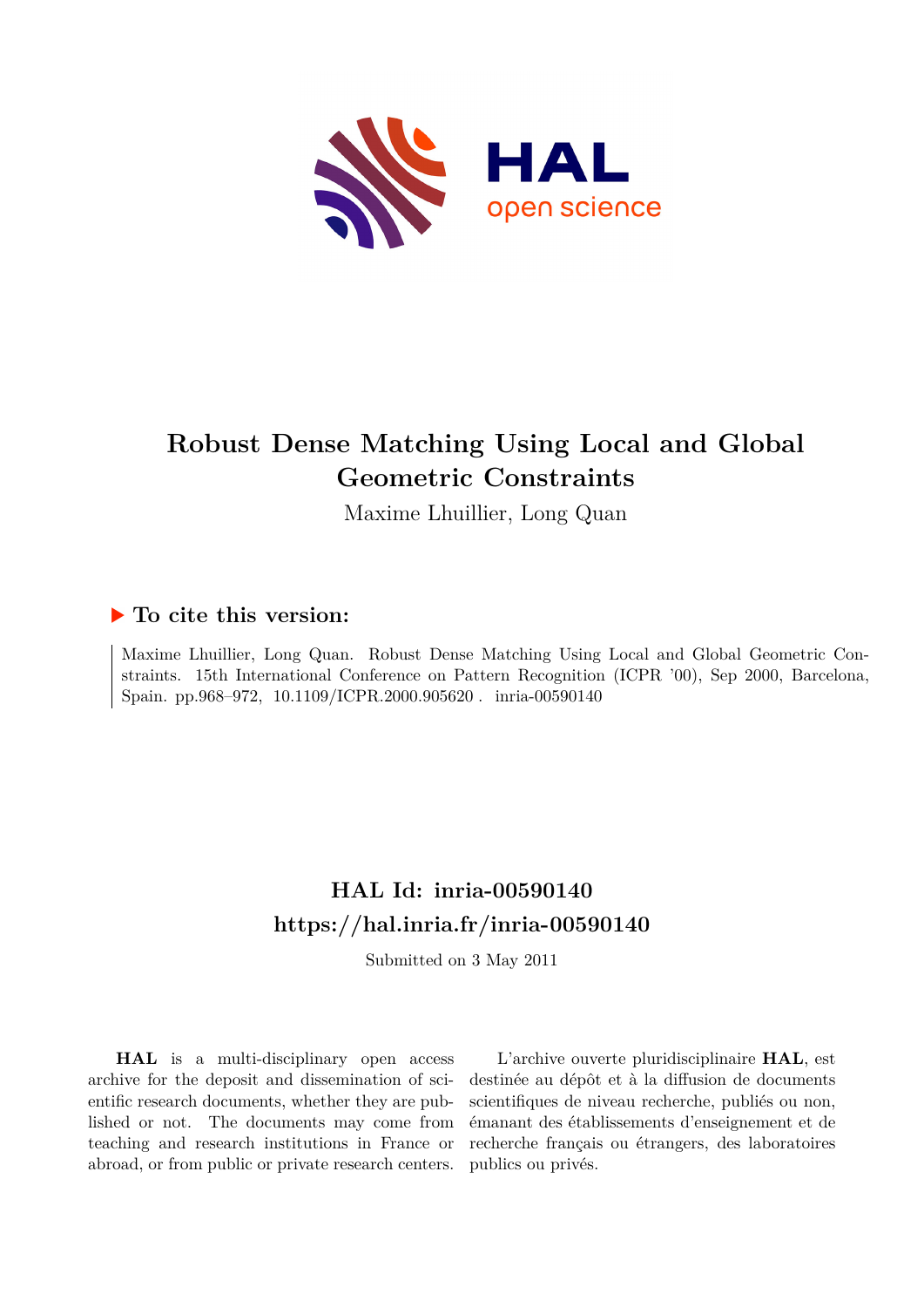# Robust Dense Matching Using Local and Global Geometric Constraints

Maxime Lhuillier, Long Quan

## ▶ To cite this version:

Maxime Lhuillier, Long Quan. Robust Dense Matching Using Local and Global Geometric Constraints. 15th International Conference on Pattern Recognition (ICPR '00), Sep 2000, Barcelona, Spain. pp.968–972, 10.1109/ICPR.2000.905620 . inria-00590140

## HAL Id: inria-00590140

## https://hal.inria.fr/inria-00590140

Submitted on 3 May 2011

**HAL** is a multi-disciplinary open access archive for the deposit and dissemination of scientific research documents, whether they are published or not. The documents may come from teaching and research institutions in France or abroad, or from public or private research centers.

L'archive ouverte pluridisciplinaire **HAL**, est destinée au dépôt et à la diffusion de documents scientifiques de niveau recherche, publiés ou non, émanant des établissements d'enseignement et de recherche français ou étrangers, des laboratoires publics ou privés.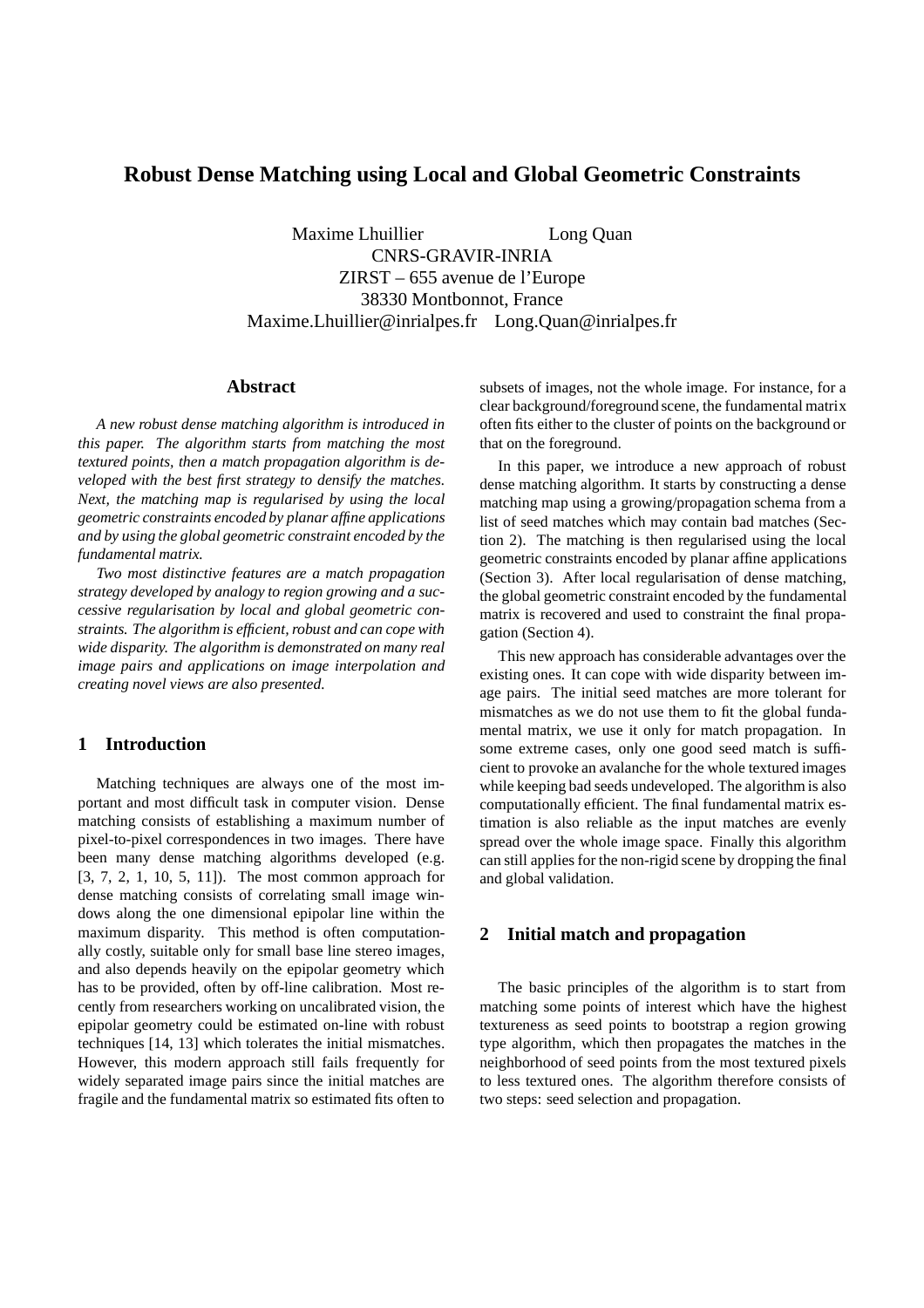# Robust Dense Matching using Local and Global Geometric Constraints

Maxime Lhuillier Long Quan
CNRS-GRAVIR-INRIA
ZIRST – 655 avenue de l'Europe
38330 Montbonnot, France
Maxime.Lhuillier@inrialpes.fr Long.Quan@inrialpes.fr

### Abstract

*A new robust dense matching algorithm is introduced in this paper. The algorithm starts from matching the most textured points, then a match propagation algorithm is developed with the best first strategy to densify the matches. Next, the matching map is regularised by using the local geometric constraints encoded by planar affine applications and by using the global geometric constraint encoded by the fundamental matrix.*

*Two most distinctive features are a match propagation strategy developed by analogy to region growing and a successive regularisation by local and global geometric constraints. The algorithm is efficient, robust and can cope with wide disparity. The algorithm is demonstrated on many real image pairs and applications on image interpolation and creating novel views are also presented.*

## 1 Introduction

Matching techniques are always one of the most important and most difficult task in computer vision. Dense matching consists of establishing a maximum number of pixel-to-pixel correspondences in two images. There have been many dense matching algorithms developed (e.g. [3, 7, 2, 1, 10, 5, 11]). The most common approach for dense matching consists of correlating small image windows along the one dimensional epipolar line within the maximum disparity. This method is often computationally costly, suitable only for small base line stereo images, and also depends heavily on the epipolar geometry which has to be provided, often by off-line calibration. Most recently from researchers working on uncalibrated vision, the epipolar geometry could be estimated on-line with robust techniques [14, 13] which tolerates the initial mismatches. However, this modern approach still fails frequently for widely separated image pairs since the initial matches are fragile and the fundamental matrix so estimated fits often to subsets of images, not the whole image. For instance, for a clear background/foreground scene, the fundamental matrix often fits either to the cluster of points on the background or that on the foreground.

In this paper, we introduce a new approach of robust dense matching algorithm. It starts by constructing a dense matching map using a growing/propagation schema from a list of seed matches which may contain bad matches (Section 2). The matching is then regularised using the local geometric constraints encoded by planar affine applications (Section 3). After local regularisation of dense matching, the global geometric constraint encoded by the fundamental matrix is recovered and used to constraint the final propagation (Section 4).

This new approach has considerable advantages over the existing ones. It can cope with wide disparity between image pairs. The initial seed matches are more tolerant for mismatches as we do not use them to fit the global fundamental matrix, we use it only for match propagation. In some extreme cases, only one good seed match is sufficient to provoke an avalanche for the whole textured images while keeping bad seeds undeveloped. The algorithm is also computationally efficient. The final fundamental matrix estimation is also reliable as the input matches are evenly spread over the whole image space. Finally this algorithm can still applies for the non-rigid scene by dropping the final and global validation.

## 2 Initial match and propagation

The basic principles of the algorithm is to start from matching some points of interest which have the highest textureness as seed points to bootstrap a region growing type algorithm, which then propagates the matches in the neighborhood of seed points from the most textured pixels to less textured ones. The algorithm therefore consists of two steps: seed selection and propagation.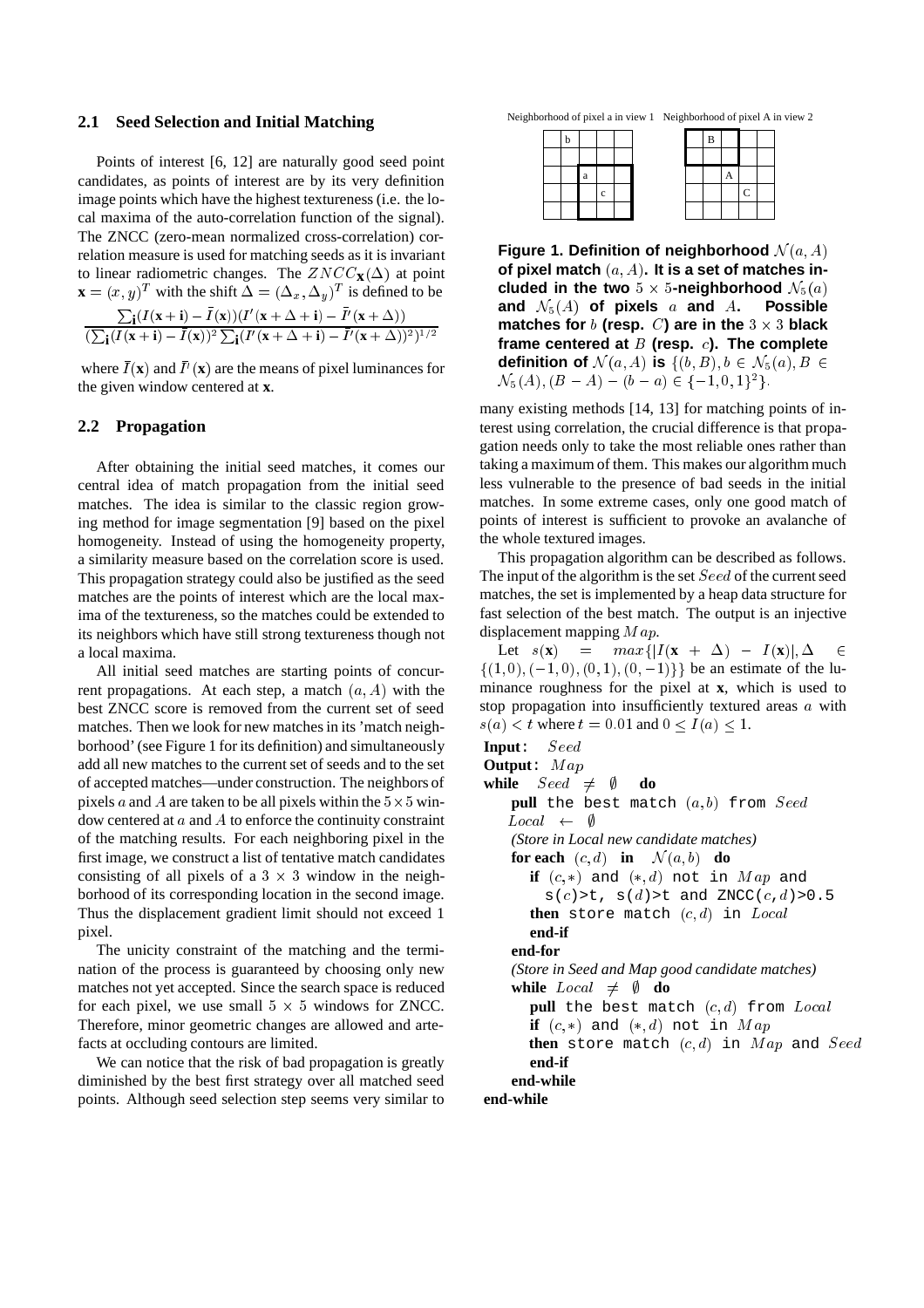### 2.1 Seed Selection and Initial Matching

Points of interest [6, 12] are naturally good seed point candidates, as points of interest are by its very definition image points which have the highest textureness (i.e. the local maxima of the auto-correlation function of the signal). The ZNCC (zero-mean normalized cross-correlation) correlation measure is used for matching seeds as it is invariant to linear radiometric changes. The $ZNCC_{\mathbf{x}}(\Delta)$ at point $\mathbf{x} = (x,y)^T$ with the shift $\Delta = (\Delta_x, \Delta_y)^T$ is defined to be

$$\frac{\sum_{\mathbf{i}}(I(\mathbf{x}+\mathbf{i}) - \bar{I}(\mathbf{x}))(I'(\mathbf{x}+\Delta+\mathbf{i}) - \bar{I}'(\mathbf{x}+\Delta))}{(\sum_{\mathbf{i}}(I(\mathbf{x}+\mathbf{i}) - \bar{I}(\mathbf{x}))^2 \sum_{\mathbf{i}}(I'(\mathbf{x}+\Delta+\mathbf{i}) - \bar{I}'(\mathbf{x}+\Delta))^2)^{1/2}}$$

where $\bar{I}(\mathbf{x})$ and $\bar{I'}(\mathbf{x})$ are the means of pixel luminances for the given window centered at **x**.

### 2.2 Propagation

After obtaining the initial seed matches, it comes our central idea of match propagation from the initial seed matches. The idea is similar to the classic region growing method for image segmentation [9] based on the pixel homogeneity. Instead of using the homogeneity property, a similarity measure based on the correlation score is used. This propagation strategy could also be justified as the seed matches are the points of interest which are the local maxima of the textureness, so the matches could be extended to its neighbors which have still strong textureness though not a local maxima.

All initial seed matches are starting points of concurrent propagations. At each step, a match $(a, A)$ with the best ZNCC score is removed from the current set of seed matches. Then we look for new matches in its 'match neighborhood' (see Figure 1 for its definition) and simultaneously add all new matches to the current set of seeds and to the set of accepted matches—under construction. The neighbors of pixels $a$ and $A$ are taken to be all pixels within the $5 \times 5$ window centered at $a$ and $A$ to enforce the continuity constraint of the matching results. For each neighboring pixel in the first image, we construct a list of tentative match candidates consisting of all pixels of a $3 \times 3$ window in the neighborhood of its corresponding location in the second image. Thus the displacement gradient limit should not exceed 1 pixel.

The unicity constraint of the matching and the termination of the process is guaranteed by choosing only new matches not yet accepted. Since the search space is reduced for each pixel, we use small $5 \times 5$ windows for ZNCC. Therefore, minor geometric changes are allowed and artefacts at occluding contours are limited.

We can notice that the risk of bad propagation is greatly diminished by the best first strategy over all matched seed points. Although seed selection step seems very similar to many existing methods [14, 13] for matching points of interest using correlation, the crucial difference is that propagation needs only to take the most reliable ones rather than taking a maximum of them. This makes our algorithm much less vulnerable to the presence of bad seeds in the initial matches. In some extreme cases, only one good match of points of interest is sufficient to provoke an avalanche of the whole textured images.

Neighborhood of pixel a in view 1 &nbsp;&nbsp; Neighborhood of pixel A in view 2

**Figure 1. Definition of neighborhood $\mathcal{N}(a, A)$ of pixel match $(a, A)$. It is a set of matches included in the two $5 \times 5$-neighborhood $\mathcal{N}_5(a)$ and $\mathcal{N}_5(A)$ of pixels $a$ and $A$. Possible matches for $b$ (resp. $C$) are in the $3 \times 3$ black frame centered at $B$ (resp. $c$). The complete definition of $\mathcal{N}(a, A)$ is $\{(b, B), b \in \mathcal{N}_5(a), B \in \mathcal{N}_5(A), (B - A) - (b - a) \in \{-1, 0, 1\}^2\}$.**

This propagation algorithm can be described as follows. The input of the algorithm is the set $Seed$ of the current seed matches, the set is implemented by a heap data structure for fast selection of the best match. The output is an injective displacement mapping $Map$.

Let $s(\mathbf{x}) = max\{|I(\mathbf{x} + \Delta) - I(\mathbf{x})|, \Delta \in \{(1,0), (-1,0), (0,1), (0,-1)\}\}$ be an estimate of the luminance roughness for the pixel at **x**, which is used to stop propagation into insufficiently textured areas $a$ with $s(a) < t$ where $t = 0.01$ and $0 \leq I(a) \leq 1$.

```
Input: Seed
Output: Map
while Seed ≠ ∅ do
    pull the best match (a,b) from Seed
    Local ← ∅
    (Store in Local new candidate matches)
    for each (c,d) in N(a,b) do
        if (c,*) and (*,d) not in Map and
           s(c)>t, s(d)>t and ZNCC(c,d)>0.5
        then store match (c,d) in Local
        end-if
    end-for
    (Store in Seed and Map good candidate matches)
    while Local ≠ ∅ do
        pull the best match (c,d) from Local
        if (c,*) and (*,d) not in Map
        then store match (c,d) in Map and Seed
        end-if
    end-while
end-while
```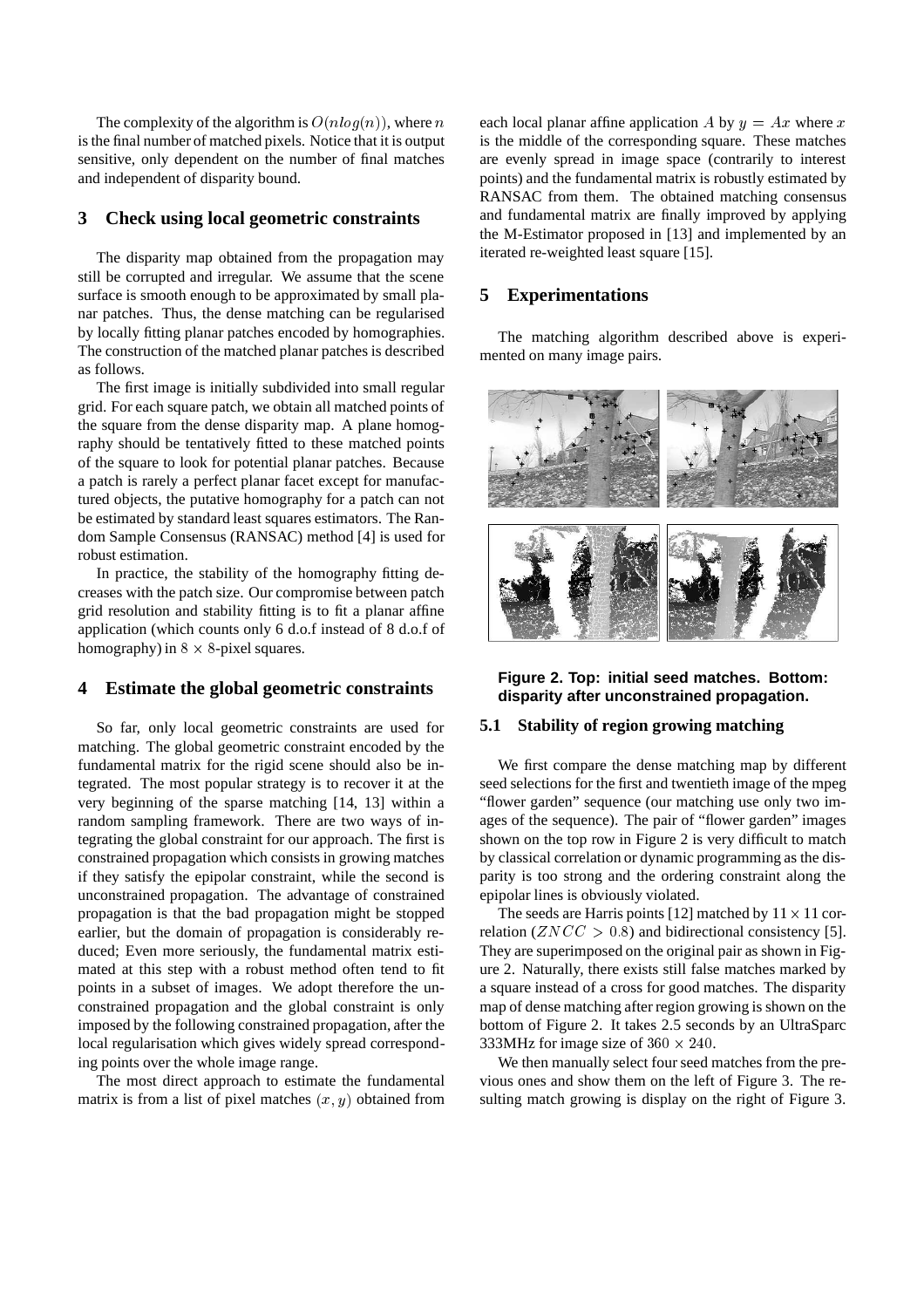The complexity of the algorithm is $O(nlog(n))$, where $n$ is the final number of matched pixels. Notice that it is output sensitive, only dependent on the number of final matches and independent of disparity bound.

## 3 Check using local geometric constraints

The disparity map obtained from the propagation may still be corrupted and irregular. We assume that the scene surface is smooth enough to be approximated by small planar patches. Thus, the dense matching can be regularised by locally fitting planar patches encoded by homographies. The construction of the matched planar patches is described as follows.

The first image is initially subdivided into small regular grid. For each square patch, we obtain all matched points of the square from the dense disparity map. A plane homography should be tentatively fitted to these matched points of the square to look for potential planar patches. Because a patch is rarely a perfect planar facet except for manufactured objects, the putative homography for a patch can not be estimated by standard least squares estimators. The Random Sample Consensus (RANSAC) method [4] is used for robust estimation.

In practice, the stability of the homography fitting decreases with the patch size. Our compromise between patch grid resolution and stability fitting is to fit a planar affine application (which counts only 6 d.o.f instead of 8 d.o.f of homography) in $8 \times 8$-pixel squares.

## 4 Estimate the global geometric constraints

So far, only local geometric constraints are used for matching. The global geometric constraint encoded by the fundamental matrix for the rigid scene should also be integrated. The most popular strategy is to recover it at the very beginning of the sparse matching [14, 13] within a random sampling framework. There are two ways of integrating the global constraint for our approach. The first is constrained propagation which consists in growing matches if they satisfy the epipolar constraint, while the second is unconstrained propagation. The advantage of constrained propagation is that the bad propagation might be stopped earlier, but the domain of propagation is considerably reduced; Even more seriously, the fundamental matrix estimated at this step with a robust method often tend to fit points in a subset of images. We adopt therefore the unconstrained propagation and the global constraint is only imposed by the following constrained propagation, after the local regularisation which gives widely spread corresponding points over the whole image range.

The most direct approach to estimate the fundamental matrix is from a list of pixel matches $(x, y)$ obtained from each local planar affine application $A$ by $y = Ax$ where $x$ is the middle of the corresponding square. These matches are evenly spread in image space (contrarily to interest points) and the fundamental matrix is robustly estimated by RANSAC from them. The obtained matching consensus and fundamental matrix are finally improved by applying the M-Estimator proposed in [13] and implemented by an iterated re-weighted least square [15].

## 5 Experimentations

The matching algorithm described above is experimented on many image pairs.

**Figure 2. Top: initial seed matches. Bottom: disparity after unconstrained propagation.**

### 5.1 Stability of region growing matching

We first compare the dense matching map by different seed selections for the first and twentieth image of the mpeg "flower garden" sequence (our matching use only two images of the sequence). The pair of "flower garden" images shown on the top row in Figure 2 is very difficult to match by classical correlation or dynamic programming as the disparity is too strong and the ordering constraint along the epipolar lines is obviously violated.

The seeds are Harris points [12] matched by $11 \times 11$ correlation ($ZNCC > 0.8$) and bidirectional consistency [5]. They are superimposed on the original pair as shown in Figure 2. Naturally, there exists still false matches marked by a square instead of a cross for good matches. The disparity map of dense matching after region growing is shown on the bottom of Figure 2. It takes 2.5 seconds by an UltraSparc 333MHz for image size of $360 \times 240$.

We then manually select four seed matches from the previous ones and show them on the left of Figure 3. The resulting match growing is display on the right of Figure 3.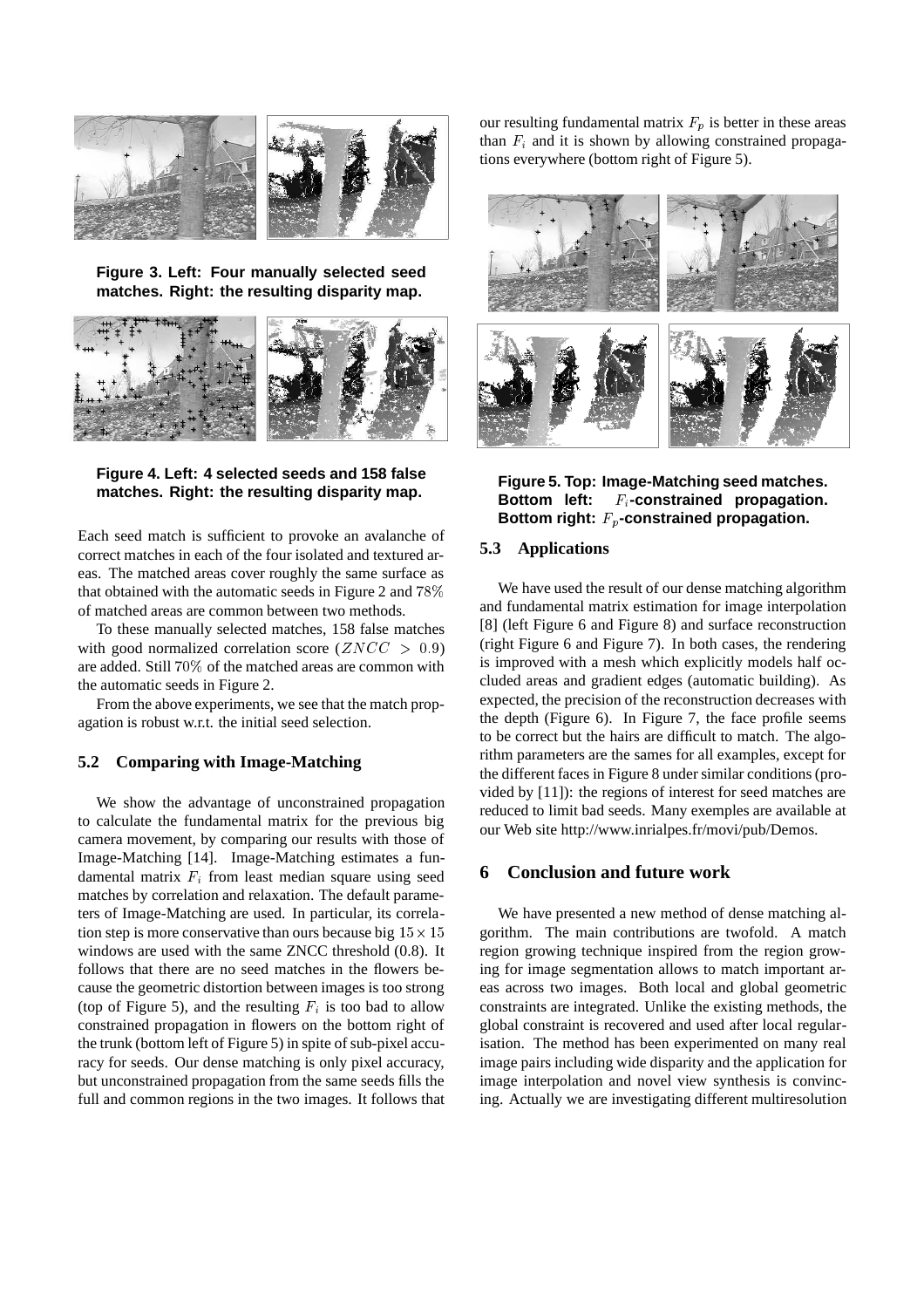**Figure 3. Left: Four manually selected seed matches. Right: the resulting disparity map.**

**Figure 4. Left: 4 selected seeds and 158 false matches. Right: the resulting disparity map.**

Each seed match is sufficient to provoke an avalanche of correct matches in each of the four isolated and textured areas. The matched areas cover roughly the same surface as that obtained with the automatic seeds in Figure 2 and $78\%$ of matched areas are common between two methods.

To these manually selected matches, 158 false matches with good normalized correlation score ($ZNCC > 0.9$) are added. Still $70\%$ of the matched areas are common with the automatic seeds in Figure 2.

From the above experiments, we see that the match propagation is robust w.r.t. the initial seed selection.

### 5.2 Comparing with Image-Matching

We show the advantage of unconstrained propagation to calculate the fundamental matrix for the previous big camera movement, by comparing our results with those of Image-Matching [14]. Image-Matching estimates a fundamental matrix $F_i$ from least median square using seed matches by correlation and relaxation. The default parameters of Image-Matching are used. In particular, its correlation step is more conservative than ours because big $15 \times 15$ windows are used with the same ZNCC threshold (0.8). It follows that there are no seed matches in the flowers because the geometric distortion between images is too strong (top of Figure 5), and the resulting $F_i$ is too bad to allow constrained propagation in flowers on the bottom right of the trunk (bottom left of Figure 5) in spite of sub-pixel accuracy for seeds. Our dense matching is only pixel accuracy, but unconstrained propagation from the same seeds fills the full and common regions in the two images. It follows that our resulting fundamental matrix $F_p$ is better in these areas than $F_i$ and it is shown by allowing constrained propagations everywhere (bottom right of Figure 5).

**Figure 5. Top: Image-Matching seed matches. Bottom left: $F_i$-constrained propagation. Bottom right: $F_p$-constrained propagation.**

### 5.3 Applications

We have used the result of our dense matching algorithm and fundamental matrix estimation for image interpolation [8] (left Figure 6 and Figure 8) and surface reconstruction (right Figure 6 and Figure 7). In both cases, the rendering is improved with a mesh which explicitly models half occluded areas and gradient edges (automatic building). As expected, the precision of the reconstruction decreases with the depth (Figure 6). In Figure 7, the face profile seems to be correct but the hairs are difficult to match. The algorithm parameters are the sames for all examples, except for the different faces in Figure 8 under similar conditions (provided by [11]): the regions of interest for seed matches are reduced to limit bad seeds. Many exemples are available at our Web site http://www.inrialpes.fr/movi/pub/Demos.

## 6 Conclusion and future work

We have presented a new method of dense matching algorithm. The main contributions are twofold. A match region growing technique inspired from the region growing for image segmentation allows to match important areas across two images. Both local and global geometric constraints are integrated. Unlike the existing methods, the global constraint is recovered and used after local regularisation. The method has been experimented on many real image pairs including wide disparity and the application for image interpolation and novel view synthesis is convincing. Actually we are investigating different multiresolution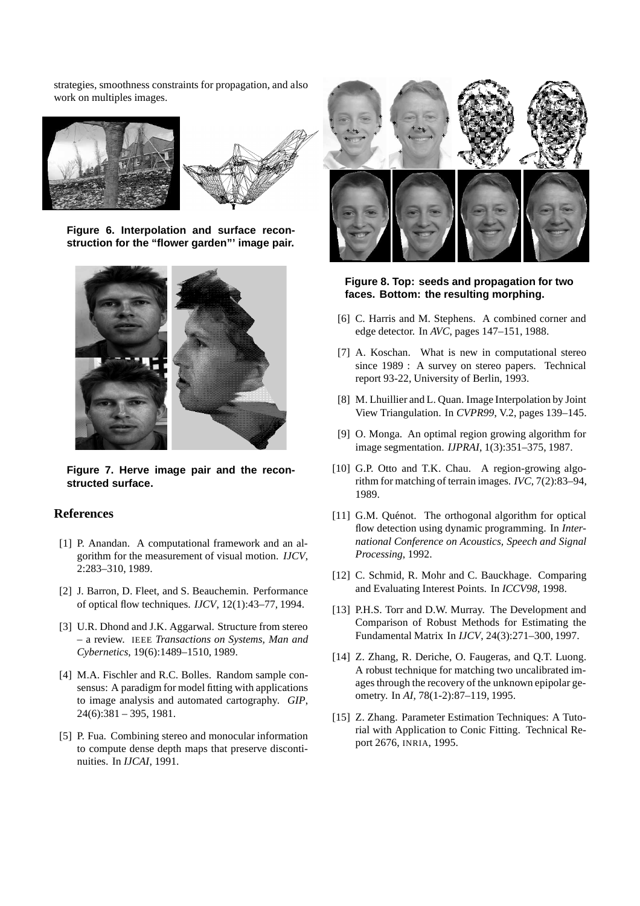strategies, smoothness constraints for propagation, and also work on multiples images.

**Figure 6. Interpolation and surface reconstruction for the "flower garden"' image pair.**

**Figure 7. Herve image pair and the reconstructed surface.**

**Figure 8. Top: seeds and propagation for two faces. Bottom: the resulting morphing.**

## References

[1] P. Anandan. A computational framework and an algorithm for the measurement of visual motion. *IJCV*, 2:283–310, 1989.

[2] J. Barron, D. Fleet, and S. Beauchemin. Performance of optical flow techniques. *IJCV*, 12(1):43–77, 1994.

[3] U.R. Dhond and J.K. Aggarwal. Structure from stereo – a review. IEEE *Transactions on Systems, Man and Cybernetics*, 19(6):1489–1510, 1989.

[4] M.A. Fischler and R.C. Bolles. Random sample consensus: A paradigm for model fitting with applications to image analysis and automated cartography. *GIP*, 24(6):381 – 395, 1981.

[5] P. Fua. Combining stereo and monocular information to compute dense depth maps that preserve discontinuities. In *IJCAI*, 1991.

[6] C. Harris and M. Stephens. A combined corner and edge detector. In *AVC*, pages 147–151, 1988.

[7] A. Koschan. What is new in computational stereo since 1989 : A survey on stereo papers. Technical report 93-22, University of Berlin, 1993.

[8] M. Lhuillier and L. Quan. Image Interpolation by Joint View Triangulation. In *CVPR99*, V.2, pages 139–145.

[9] O. Monga. An optimal region growing algorithm for image segmentation. *IJPRAI*, 1(3):351–375, 1987.

[10] G.P. Otto and T.K. Chau. A region-growing algorithm for matching of terrain images. *IVC*, 7(2):83–94, 1989.

[11] G.M. Quénot. The orthogonal algorithm for optical flow detection using dynamic programming. In *International Conference on Acoustics, Speech and Signal Processing*, 1992.

[12] C. Schmid, R. Mohr and C. Bauckhage. Comparing and Evaluating Interest Points. In *ICCV98*, 1998.

[13] P.H.S. Torr and D.W. Murray. The Development and Comparison of Robust Methods for Estimating the Fundamental Matrix In *IJCV*, 24(3):271–300, 1997.

[14] Z. Zhang, R. Deriche, O. Faugeras, and Q.T. Luong. A robust technique for matching two uncalibrated images through the recovery of the unknown epipolar geometry. In *AI*, 78(1-2):87–119, 1995.

[15] Z. Zhang. Parameter Estimation Techniques: A Tutorial with Application to Conic Fitting. Technical Report 2676, INRIA, 1995.